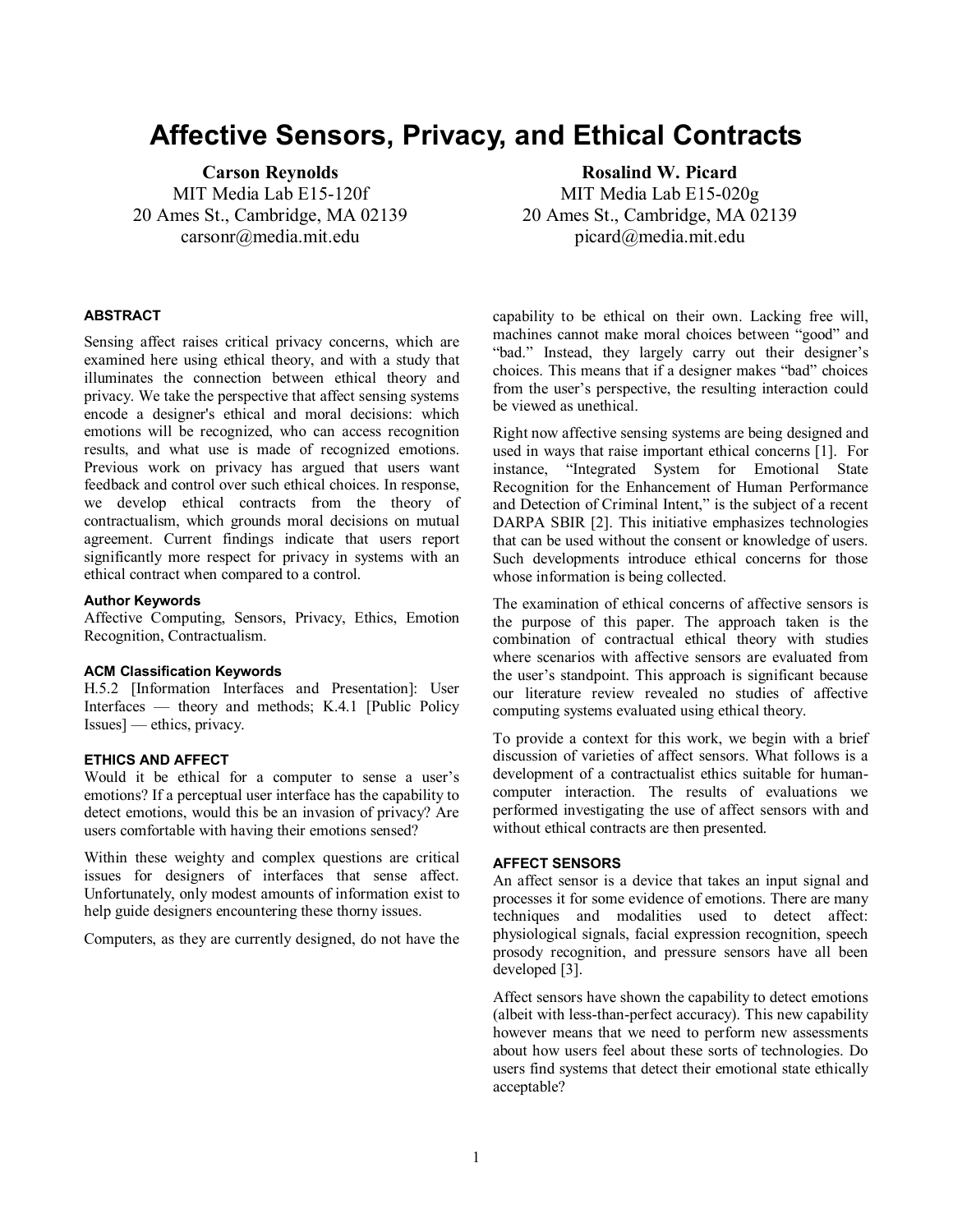# Affective Sensors, Privacy, and Ethical Contracts

**Carson Reynolds**
MIT Media Lab E15-120f
20 Ames St., Cambridge, MA 02139
carsonr@media.mit.edu

**Rosalind W. Picard**
MIT Media Lab E15-020g
20 Ames St., Cambridge, MA 02139
picard@media.mit.edu

## ABSTRACT

Sensing affect raises critical privacy concerns, which are examined here using ethical theory, and with a study that illuminates the connection between ethical theory and privacy. We take the perspective that affect sensing systems encode a designer's ethical and moral decisions: which emotions will be recognized, who can access recognition results, and what use is made of recognized emotions. Previous work on privacy has argued that users want feedback and control over such ethical choices. In response, we develop ethical contracts from the theory of contractualism, which grounds moral decisions on mutual agreement. Current findings indicate that users report significantly more respect for privacy in systems with an ethical contract when compared to a control.

### Author Keywords

Affective Computing, Sensors, Privacy, Ethics, Emotion Recognition, Contractualism.

### ACM Classification Keywords

H.5.2 [Information Interfaces and Presentation]: User Interfaces — theory and methods; K.4.1 [Public Policy Issues] — ethics, privacy.

## ETHICS AND AFFECT

Would it be ethical for a computer to sense a user's emotions? If a perceptual user interface has the capability to detect emotions, would this be an invasion of privacy? Are users comfortable with having their emotions sensed?

Within these weighty and complex questions are critical issues for designers of interfaces that sense affect. Unfortunately, only modest amounts of information exist to help guide designers encountering these thorny issues.

Computers, as they are currently designed, do not have the capability to be ethical on their own. Lacking free will, machines cannot make moral choices between "good" and "bad." Instead, they largely carry out their designer's choices. This means that if a designer makes "bad" choices from the user's perspective, the resulting interaction could be viewed as unethical.

Right now affective sensing systems are being designed and used in ways that raise important ethical concerns [1]. For instance, "Integrated System for Emotional State Recognition for the Enhancement of Human Performance and Detection of Criminal Intent," is the subject of a recent DARPA SBIR [2]. This initiative emphasizes technologies that can be used without the consent or knowledge of users. Such developments introduce ethical concerns for those whose information is being collected.

The examination of ethical concerns of affective sensors is the purpose of this paper. The approach taken is the combination of contractual ethical theory with studies where scenarios with affective sensors are evaluated from the user's standpoint. This approach is significant because our literature review revealed no studies of affective computing systems evaluated using ethical theory.

To provide a context for this work, we begin with a brief discussion of varieties of affect sensors. What follows is a development of a contractualist ethics suitable for human-computer interaction. The results of evaluations we performed investigating the use of affect sensors with and without ethical contracts are then presented.

## AFFECT SENSORS

An affect sensor is a device that takes an input signal and processes it for some evidence of emotions. There are many techniques and modalities used to detect affect: physiological signals, facial expression recognition, speech prosody recognition, and pressure sensors have all been developed [3].

Affect sensors have shown the capability to detect emotions (albeit with less-than-perfect accuracy). This new capability however means that we need to perform new assessments about how users feel about these sorts of technologies. Do users find systems that detect their emotional state ethically acceptable?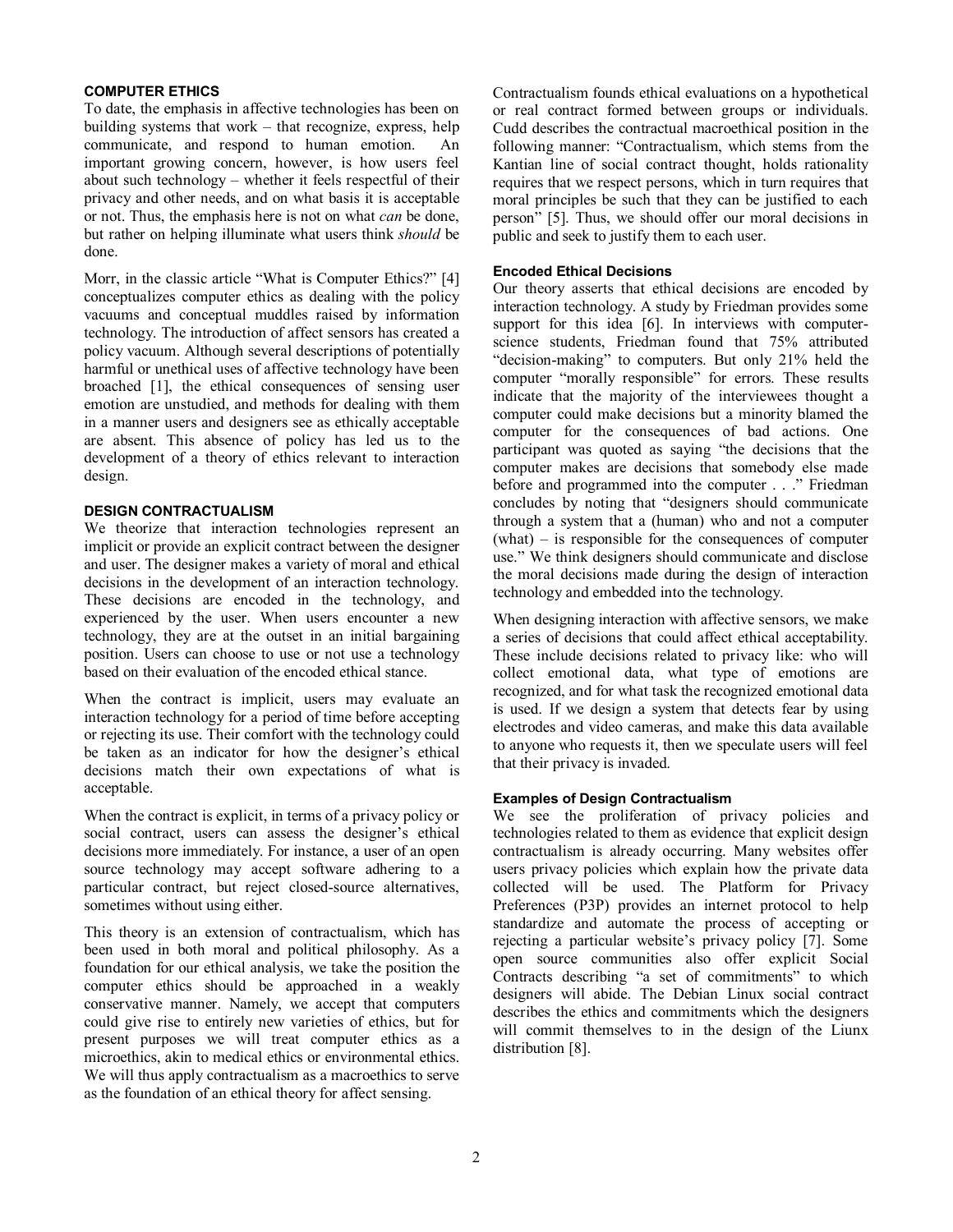## COMPUTER ETHICS

To date, the emphasis in affective technologies has been on building systems that work – that recognize, express, help communicate, and respond to human emotion. An important growing concern, however, is how users feel about such technology – whether it feels respectful of their privacy and other needs, and on what basis it is acceptable or not. Thus, the emphasis here is not on what *can* be done, but rather on helping illuminate what users think *should* be done.

Morr, in the classic article "What is Computer Ethics?" [4] conceptualizes computer ethics as dealing with the policy vacuums and conceptual muddles raised by information technology. The introduction of affect sensors has created a policy vacuum. Although several descriptions of potentially harmful or unethical uses of affective technology have been broached [1], the ethical consequences of sensing user emotion are unstudied, and methods for dealing with them in a manner users and designers see as ethically acceptable are absent. This absence of policy has led us to the development of a theory of ethics relevant to interaction design.

## DESIGN CONTRACTUALISM

We theorize that interaction technologies represent an implicit or provide an explicit contract between the designer and user. The designer makes a variety of moral and ethical decisions in the development of an interaction technology. These decisions are encoded in the technology, and experienced by the user. When users encounter a new technology, they are at the outset in an initial bargaining position. Users can choose to use or not use a technology based on their evaluation of the encoded ethical stance.

When the contract is implicit, users may evaluate an interaction technology for a period of time before accepting or rejecting its use. Their comfort with the technology could be taken as an indicator for how the designer's ethical decisions match their own expectations of what is acceptable.

When the contract is explicit, in terms of a privacy policy or social contract, users can assess the designer's ethical decisions more immediately. For instance, a user of an open source technology may accept software adhering to a particular contract, but reject closed-source alternatives, sometimes without using either.

This theory is an extension of contractualism, which has been used in both moral and political philosophy. As a foundation for our ethical analysis, we take the position the computer ethics should be approached in a weakly conservative manner. Namely, we accept that computers could give rise to entirely new varieties of ethics, but for present purposes we will treat computer ethics as a microethics, akin to medical ethics or environmental ethics. We will thus apply contractualism as a macroethics to serve as the foundation of an ethical theory for affect sensing.

Contractualism founds ethical evaluations on a hypothetical or real contract formed between groups or individuals. Cudd describes the contractual macroethical position in the following manner: "Contractualism, which stems from the Kantian line of social contract thought, holds rationality requires that we respect persons, which in turn requires that moral principles be such that they can be justified to each person" [5]. Thus, we should offer our moral decisions in public and seek to justify them to each user.

### Encoded Ethical Decisions

Our theory asserts that ethical decisions are encoded by interaction technology. A study by Friedman provides some support for this idea [6]. In interviews with computer-science students, Friedman found that 75% attributed "decision-making" to computers. But only 21% held the computer "morally responsible" for errors. These results indicate that the majority of the interviewees thought a computer could make decisions but a minority blamed the computer for the consequences of bad actions. One participant was quoted as saying "the decisions that the computer makes are decisions that somebody else made before and programmed into the computer . . ." Friedman concludes by noting that "designers should communicate through a system that a (human) who and not a computer (what) – is responsible for the consequences of computer use." We think designers should communicate and disclose the moral decisions made during the design of interaction technology and embedded into the technology.

When designing interaction with affective sensors, we make a series of decisions that could affect ethical acceptability. These include decisions related to privacy like: who will collect emotional data, what type of emotions are recognized, and for what task the recognized emotional data is used. If we design a system that detects fear by using electrodes and video cameras, and make this data available to anyone who requests it, then we speculate users will feel that their privacy is invaded.

### Examples of Design Contractualism

We see the proliferation of privacy policies and technologies related to them as evidence that explicit design contractualism is already occurring. Many websites offer users privacy policies which explain how the private data collected will be used. The Platform for Privacy Preferences (P3P) provides an internet protocol to help standardize and automate the process of accepting or rejecting a particular website's privacy policy [7]. Some open source communities also offer explicit Social Contracts describing "a set of commitments" to which designers will abide. The Debian Linux social contract describes the ethics and commitments which the designers will commit themselves to in the design of the Liunx distribution [8].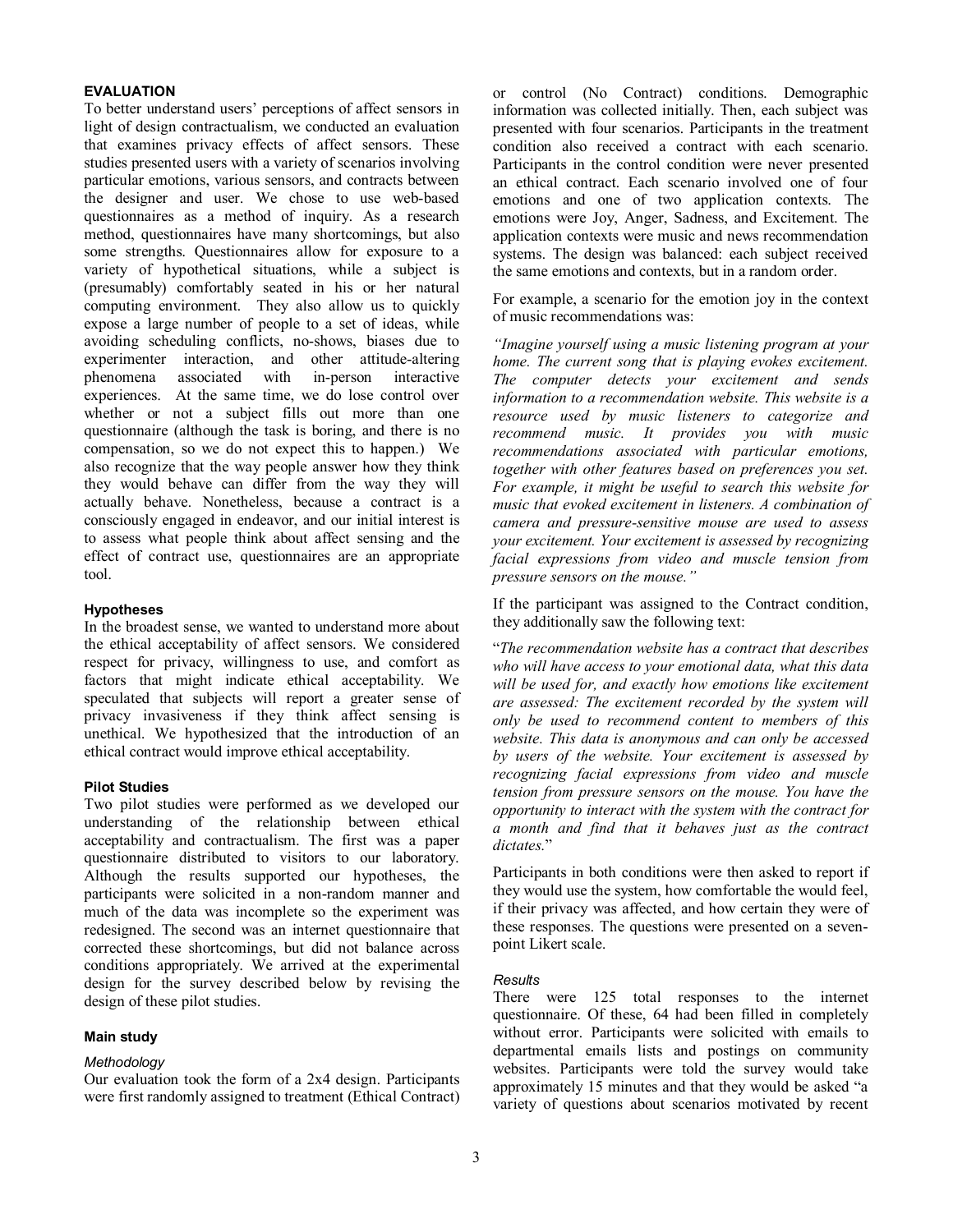## EVALUATION

To better understand users' perceptions of affect sensors in light of design contractualism, we conducted an evaluation that examines privacy effects of affect sensors. These studies presented users with a variety of scenarios involving particular emotions, various sensors, and contracts between the designer and user. We chose to use web-based questionnaires as a method of inquiry. As a research method, questionnaires have many shortcomings, but also some strengths. Questionnaires allow for exposure to a variety of hypothetical situations, while a subject is (presumably) comfortably seated in his or her natural computing environment. They also allow us to quickly expose a large number of people to a set of ideas, while avoiding scheduling conflicts, no-shows, biases due to experimenter interaction, and other attitude-altering phenomena associated with in-person interactive experiences. At the same time, we do lose control over whether or not a subject fills out more than one questionnaire (although the task is boring, and there is no compensation, so we do not expect this to happen.) We also recognize that the way people answer how they think they would behave can differ from the way they will actually behave. Nonetheless, because a contract is a consciously engaged in endeavor, and our initial interest is to assess what people think about affect sensing and the effect of contract use, questionnaires are an appropriate tool.

### Hypotheses

In the broadest sense, we wanted to understand more about the ethical acceptability of affect sensors. We considered respect for privacy, willingness to use, and comfort as factors that might indicate ethical acceptability. We speculated that subjects will report a greater sense of privacy invasiveness if they think affect sensing is unethical. We hypothesized that the introduction of an ethical contract would improve ethical acceptability.

### Pilot Studies

Two pilot studies were performed as we developed our understanding of the relationship between ethical acceptability and contractualism. The first was a paper questionnaire distributed to visitors to our laboratory. Although the results supported our hypotheses, the participants were solicited in a non-random manner and much of the data was incomplete so the experiment was redesigned. The second was an internet questionnaire that corrected these shortcomings, but did not balance across conditions appropriately. We arrived at the experimental design for the survey described below by revising the design of these pilot studies.

### Main study

#### *Methodology*

Our evaluation took the form of a 2x4 design. Participants were first randomly assigned to treatment (Ethical Contract) or control (No Contract) conditions. Demographic information was collected initially. Then, each subject was presented with four scenarios. Participants in the treatment condition also received a contract with each scenario. Participants in the control condition were never presented an ethical contract. Each scenario involved one of four emotions and one of two application contexts. The emotions were Joy, Anger, Sadness, and Excitement. The application contexts were music and news recommendation systems. The design was balanced: each subject received the same emotions and contexts, but in a random order.

For example, a scenario for the emotion joy in the context of music recommendations was:

*"Imagine yourself using a music listening program at your home. The current song that is playing evokes excitement. The computer detects your excitement and sends information to a recommendation website. This website is a resource used by music listeners to categorize and recommend music. It provides you with music recommendations associated with particular emotions, together with other features based on preferences you set. For example, it might be useful to search this website for music that evoked excitement in listeners. A combination of camera and pressure-sensitive mouse are used to assess your excitement. Your excitement is assessed by recognizing facial expressions from video and muscle tension from pressure sensors on the mouse."*

If the participant was assigned to the Contract condition, they additionally saw the following text:

"*The recommendation website has a contract that describes who will have access to your emotional data, what this data will be used for, and exactly how emotions like excitement are assessed: The excitement recorded by the system will only be used to recommend content to members of this website. This data is anonymous and can only be accessed by users of the website. Your excitement is assessed by recognizing facial expressions from video and muscle tension from pressure sensors on the mouse. You have the opportunity to interact with the system with the contract for a month and find that it behaves just as the contract dictates.*"

Participants in both conditions were then asked to report if they would use the system, how comfortable the would feel, if their privacy was affected, and how certain they were of these responses. The questions were presented on a seven-point Likert scale.

#### *Results*

There were 125 total responses to the internet questionnaire. Of these, 64 had been filled in completely without error. Participants were solicited with emails to departmental emails lists and postings on community websites. Participants were told the survey would take approximately 15 minutes and that they would be asked "a variety of questions about scenarios motivated by recent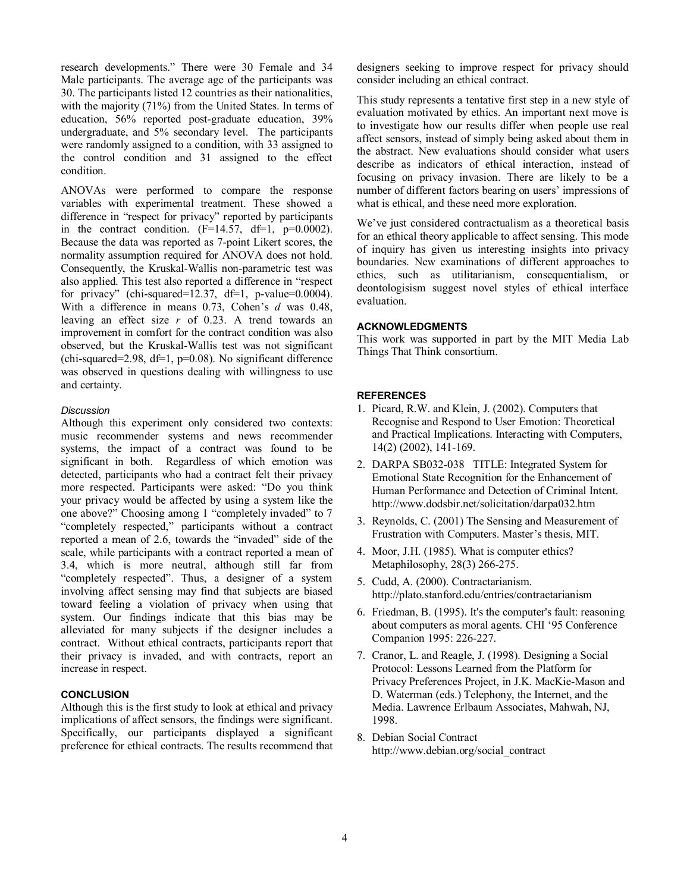research developments." There were 30 Female and 34 Male participants. The average age of the participants was 30. The participants listed 12 countries as their nationalities, with the majority (71%) from the United States. In terms of education, 56% reported post-graduate education, 39% undergraduate, and 5% secondary level. The participants were randomly assigned to a condition, with 33 assigned to the control condition and 31 assigned to the effect condition.

ANOVAs were performed to compare the response variables with experimental treatment. These showed a difference in "respect for privacy" reported by participants in the contract condition. (F=14.57, df=1, p=0.0002). Because the data was reported as 7-point Likert scores, the normality assumption required for ANOVA does not hold. Consequently, the Kruskal-Wallis non-parametric test was also applied. This test also reported a difference in "respect for privacy" (chi-squared=12.37, df=1, p-value=0.0004). With a difference in means 0.73, Cohen's $d$ was 0.48, leaving an effect size $r$ of 0.23. A trend towards an improvement in comfort for the contract condition was also observed, but the Kruskal-Wallis test was not significant (chi-squared=2.98, df=1, p=0.08). No significant difference was observed in questions dealing with willingness to use and certainty.

### *Discussion*

Although this experiment only considered two contexts: music recommender systems and news recommender systems, the impact of a contract was found to be significant in both. Regardless of which emotion was detected, participants who had a contract felt their privacy more respected. Participants were asked: "Do you think your privacy would be affected by using a system like the one above?" Choosing among 1 "completely invaded" to 7 "completely respected," participants without a contract reported a mean of 2.6, towards the "invaded" side of the scale, while participants with a contract reported a mean of 3.4, which is more neutral, although still far from "completely respected". Thus, a designer of a system involving affect sensing may find that subjects are biased toward feeling a violation of privacy when using that system. Our findings indicate that this bias may be alleviated for many subjects if the designer includes a contract. Without ethical contracts, participants report that their privacy is invaded, and with contracts, report an increase in respect.

## CONCLUSION

Although this is the first study to look at ethical and privacy implications of affect sensors, the findings were significant. Specifically, our participants displayed a significant preference for ethical contracts. The results recommend that designers seeking to improve respect for privacy should consider including an ethical contract.

This study represents a tentative first step in a new style of evaluation motivated by ethics. An important next move is to investigate how our results differ when people use real affect sensors, instead of simply being asked about them in the abstract. New evaluations should consider what users describe as indicators of ethical interaction, instead of focusing on privacy invasion. There are likely to be a number of different factors bearing on users' impressions of what is ethical, and these need more exploration.

We've just considered contractualism as a theoretical basis for an ethical theory applicable to affect sensing. This mode of inquiry has given us interesting insights into privacy boundaries. New examinations of different approaches to ethics, such as utilitarianism, consequentialism, or deontologisism suggest novel styles of ethical interface evaluation.

## ACKNOWLEDGMENTS

This work was supported in part by the MIT Media Lab Things That Think consortium.

## REFERENCES

1. Picard, R.W. and Klein, J. (2002). Computers that Recognise and Respond to User Emotion: Theoretical and Practical Implications. Interacting with Computers, 14(2) (2002), 141-169.
2. DARPA SB032-038 TITLE: Integrated System for Emotional State Recognition for the Enhancement of Human Performance and Detection of Criminal Intent. http://www.dodsbir.net/solicitation/darpa032.htm
3. Reynolds, C. (2001) The Sensing and Measurement of Frustration with Computers. Master's thesis, MIT.
4. Moor, J.H. (1985). What is computer ethics? Metaphilosophy, 28(3) 266-275.
5. Cudd, A. (2000). Contractarianism. http://plato.stanford.edu/entries/contractarianism
6. Friedman, B. (1995). It's the computer's fault: reasoning about computers as moral agents. CHI '95 Conference Companion 1995: 226-227.
7. Cranor, L. and Reagle, J. (1998). Designing a Social Protocol: Lessons Learned from the Platform for Privacy Preferences Project, in J.K. MacKie-Mason and D. Waterman (eds.) Telephony, the Internet, and the Media. Lawrence Erlbaum Associates, Mahwah, NJ, 1998.
8. Debian Social Contract http://www.debian.org/social_contract